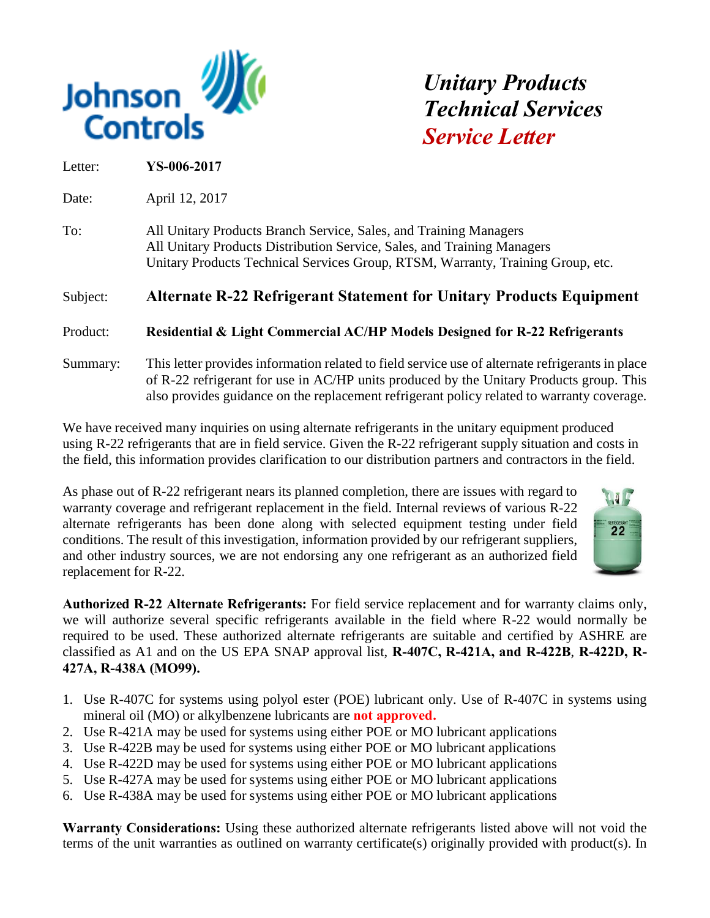# Unitary Products Technical Services *Service Letter*

Letter: **YS-006-2017**

Date: April 12, 2017

To: All Unitary Products Branch Service, Sales, and Training Managers
All Unitary Products Distribution Service, Sales, and Training Managers
Unitary Products Technical Services Group, RTSM, Warranty, Training Group, etc.

Subject: **Alternate R-22 Refrigerant Statement for Unitary Products Equipment**

Product: **Residential & Light Commercial AC/HP Models Designed for R-22 Refrigerants**

Summary: This letter provides information related to field service use of alternate refrigerants in place of R-22 refrigerant for use in AC/HP units produced by the Unitary Products group. This also provides guidance on the replacement refrigerant policy related to warranty coverage.

We have received many inquiries on using alternate refrigerants in the unitary equipment produced using R-22 refrigerants that are in field service. Given the R-22 refrigerant supply situation and costs in the field, this information provides clarification to our distribution partners and contractors in the field.

As phase out of R-22 refrigerant nears its planned completion, there are issues with regard to warranty coverage and refrigerant replacement in the field. Internal reviews of various R-22 alternate refrigerants has been done along with selected equipment testing under field conditions. The result of this investigation, information provided by our refrigerant suppliers, and other industry sources, we are not endorsing any one refrigerant as an authorized field replacement for R-22.

**Authorized R-22 Alternate Refrigerants:** For field service replacement and for warranty claims only, we will authorize several specific refrigerants available in the field where R-22 would normally be required to be used. These authorized alternate refrigerants are suitable and certified by ASHRE are classified as A1 and on the US EPA SNAP approval list, **R-407C, R-421A, and R-422B**, **R-422D, R-427A, R-438A (MO99).**

1. Use R-407C for systems using polyol ester (POE) lubricant only. Use of R-407C in systems using mineral oil (MO) or alkylbenzene lubricants are **not approved.**
2. Use R-421A may be used for systems using either POE or MO lubricant applications
3. Use R-422B may be used for systems using either POE or MO lubricant applications
4. Use R-422D may be used for systems using either POE or MO lubricant applications
5. Use R-427A may be used for systems using either POE or MO lubricant applications
6. Use R-438A may be used for systems using either POE or MO lubricant applications

**Warranty Considerations:** Using these authorized alternate refrigerants listed above will not void the terms of the unit warranties as outlined on warranty certificate(s) originally provided with product(s). In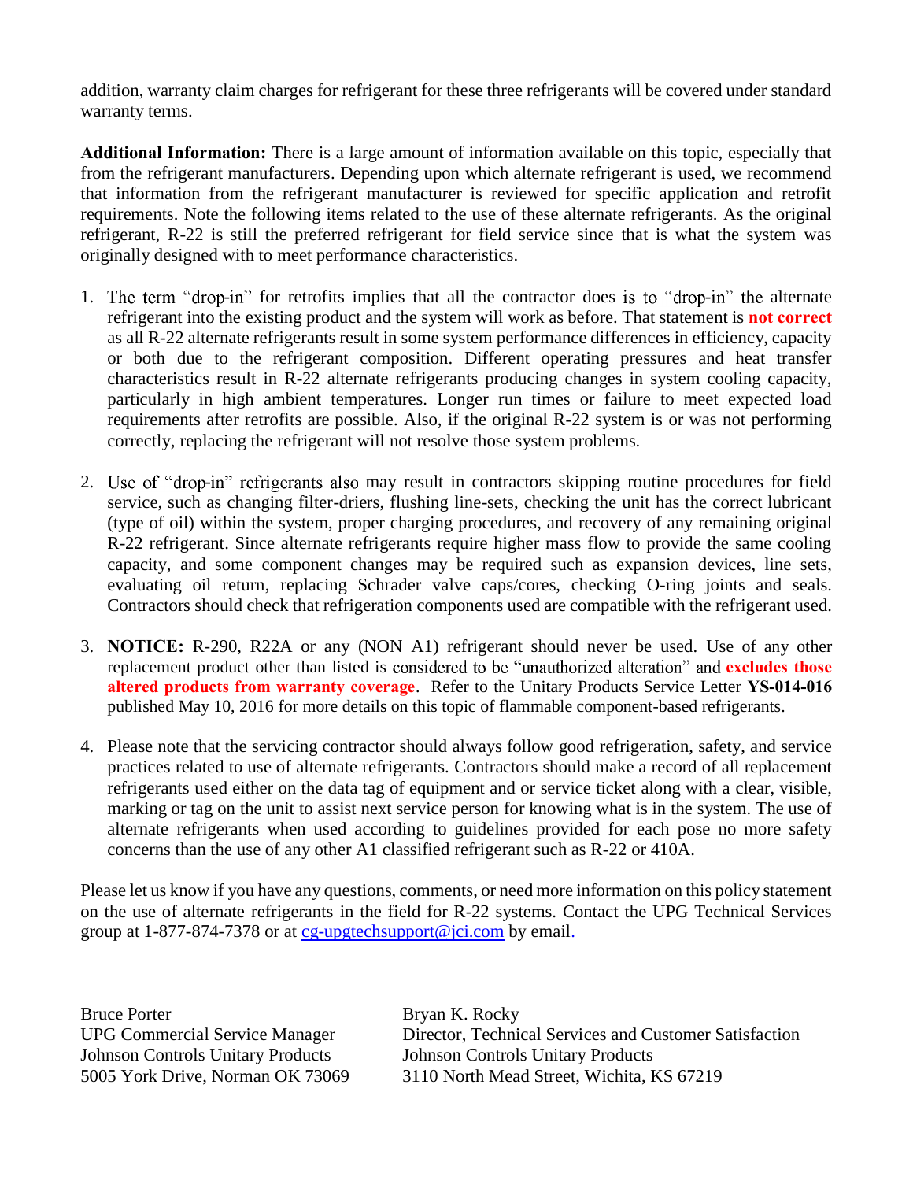addition, warranty claim charges for refrigerant for these three refrigerants will be covered under standard warranty terms.

**Additional Information:** There is a large amount of information available on this topic, especially that from the refrigerant manufacturers. Depending upon which alternate refrigerant is used, we recommend that information from the refrigerant manufacturer is reviewed for specific application and retrofit requirements. Note the following items related to the use of these alternate refrigerants. As the original refrigerant, R-22 is still the preferred refrigerant for field service since that is what the system was originally designed with to meet performance characteristics.

1. The term "drop-in" for retrofits implies that all the contractor does is to "drop-in" the alternate refrigerant into the existing product and the system will work as before. That statement is **not correct** as all R-22 alternate refrigerants result in some system performance differences in efficiency, capacity or both due to the refrigerant composition. Different operating pressures and heat transfer characteristics result in R-22 alternate refrigerants producing changes in system cooling capacity, particularly in high ambient temperatures. Longer run times or failure to meet expected load requirements after retrofits are possible. Also, if the original R-22 system is or was not performing correctly, replacing the refrigerant will not resolve those system problems.

2. Use of "drop-in" refrigerants also may result in contractors skipping routine procedures for field service, such as changing filter-driers, flushing line-sets, checking the unit has the correct lubricant (type of oil) within the system, proper charging procedures, and recovery of any remaining original R-22 refrigerant. Since alternate refrigerants require higher mass flow to provide the same cooling capacity, and some component changes may be required such as expansion devices, line sets, evaluating oil return, replacing Schrader valve caps/cores, checking O-ring joints and seals. Contractors should check that refrigeration components used are compatible with the refrigerant used.

3. **NOTICE:** R-290, R22A or any (NON A1) refrigerant should never be used. Use of any other replacement product other than listed is considered to be "unauthorized alteration" and **excludes those altered products from warranty coverage**. Refer to the Unitary Products Service Letter **YS-014-016** published May 10, 2016 for more details on this topic of flammable component-based refrigerants.

4. Please note that the servicing contractor should always follow good refrigeration, safety, and service practices related to use of alternate refrigerants. Contractors should make a record of all replacement refrigerants used either on the data tag of equipment and or service ticket along with a clear, visible, marking or tag on the unit to assist next service person for knowing what is in the system. The use of alternate refrigerants when used according to guidelines provided for each pose no more safety concerns than the use of any other A1 classified refrigerant such as R-22 or 410A.

Please let us know if you have any questions, comments, or need more information on this policy statement on the use of alternate refrigerants in the field for R-22 systems. Contact the UPG Technical Services group at 1-877-874-7378 or at cg-upgtechsupport@jci.com by email.

Bruce Porter
UPG Commercial Service Manager
Johnson Controls Unitary Products
5005 York Drive, Norman OK 73069

Bryan K. Rocky
Director, Technical Services and Customer Satisfaction
Johnson Controls Unitary Products
3110 North Mead Street, Wichita, KS 67219